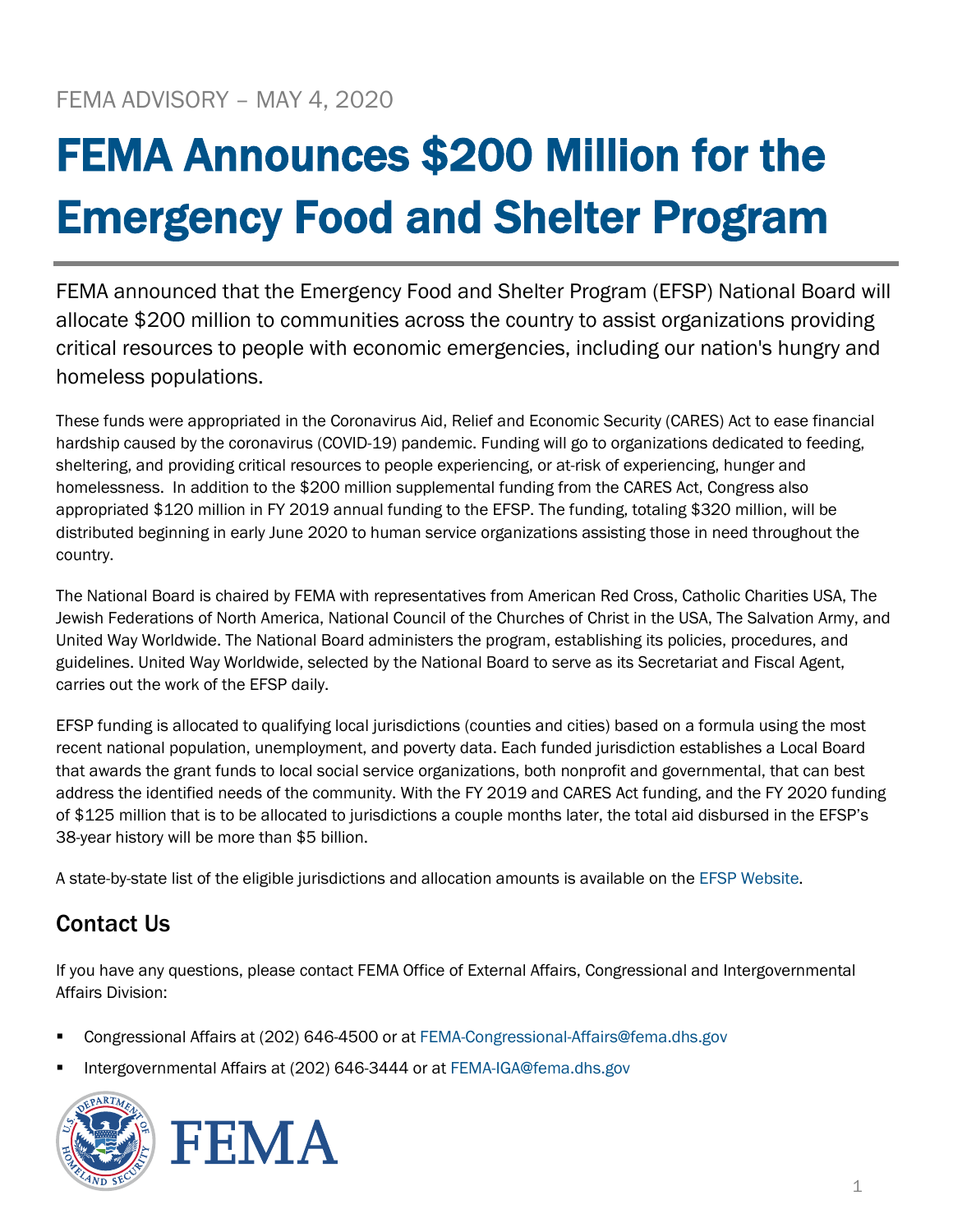FEMA ADVISORY – MAY 4, 2020

# FEMA Announces $200 Million for the Emergency Food and Shelter Program

FEMA announced that the Emergency Food and Shelter Program (EFSP) National Board will allocate $200 million to communities across the country to assist organizations providing critical resources to people with economic emergencies, including our nation's hungry and homeless populations.

These funds were appropriated in the Coronavirus Aid, Relief and Economic Security (CARES) Act to ease financial hardship caused by the coronavirus (COVID-19) pandemic. Funding will go to organizations dedicated to feeding, sheltering, and providing critical resources to people experiencing, or at-risk of experiencing, hunger and homelessness. In addition to the $200 million supplemental funding from the CARES Act, Congress also appropriated $120 million in FY 2019 annual funding to the EFSP. The funding, totaling $320 million, will be distributed beginning in early June 2020 to human service organizations assisting those in need throughout the country.

The National Board is chaired by FEMA with representatives from American Red Cross, Catholic Charities USA, The Jewish Federations of North America, National Council of the Churches of Christ in the USA, The Salvation Army, and United Way Worldwide. The National Board administers the program, establishing its policies, procedures, and guidelines. United Way Worldwide, selected by the National Board to serve as its Secretariat and Fiscal Agent, carries out the work of the EFSP daily.

EFSP funding is allocated to qualifying local jurisdictions (counties and cities) based on a formula using the most recent national population, unemployment, and poverty data. Each funded jurisdiction establishes a Local Board that awards the grant funds to local social service organizations, both nonprofit and governmental, that can best address the identified needs of the community. With the FY 2019 and CARES Act funding, and the FY 2020 funding of $125 million that is to be allocated to jurisdictions a couple months later, the total aid disbursed in the EFSP's 38-year history will be more than $5 billion.

A state-by-state list of the eligible jurisdictions and allocation amounts is available on the EFSP Website.

## Contact Us

If you have any questions, please contact FEMA Office of External Affairs, Congressional and Intergovernmental Affairs Division:

- Congressional Affairs at (202) 646-4500 or at FEMA-Congressional-Affairs@fema.dhs.gov
- Intergovernmental Affairs at (202) 646-3444 or at FEMA-IGA@fema.dhs.gov

FEMA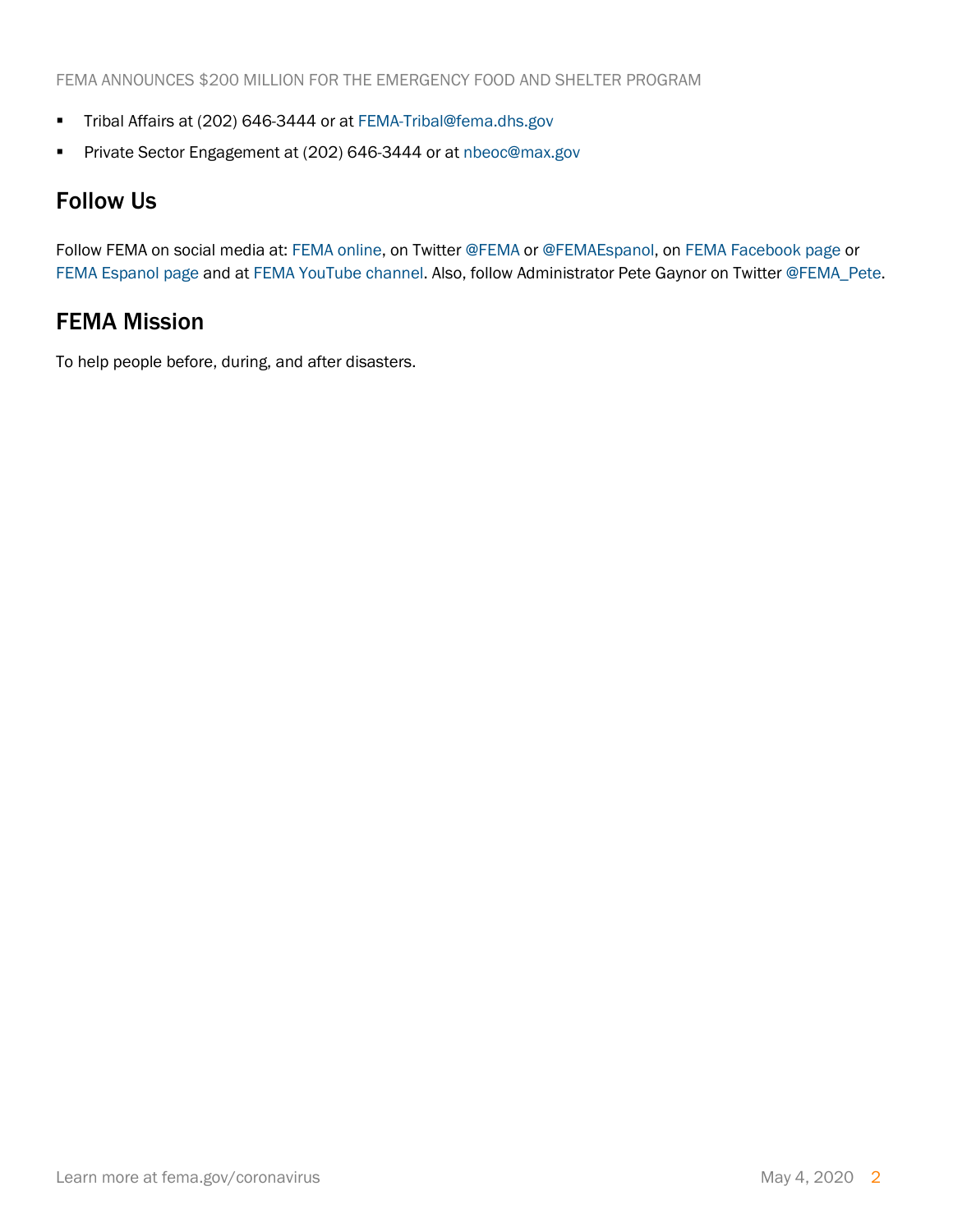- Tribal Affairs at (202) 646-3444 or at FEMA-Tribal@fema.dhs.gov
- Private Sector Engagement at (202) 646-3444 or at nbeoc@max.gov

## Follow Us

Follow FEMA on social media at: FEMA online, on Twitter @FEMA or @FEMAEspanol, on FEMA Facebook page or FEMA Espanol page and at FEMA YouTube channel. Also, follow Administrator Pete Gaynor on Twitter @FEMA_Pete.

## FEMA Mission

To help people before, during, and after disasters.